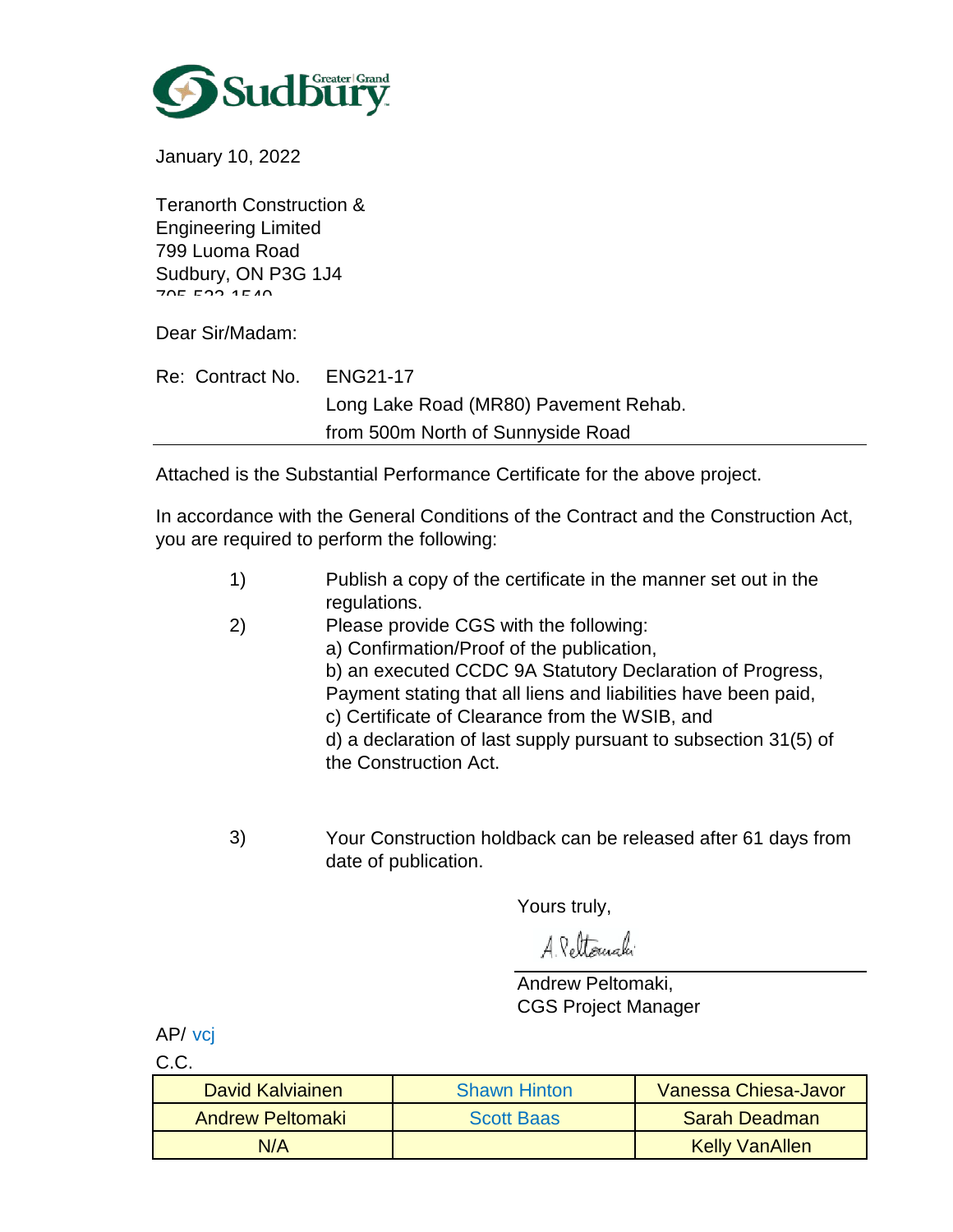Greater Grand Sudbury

January 10, 2022

Teranorth Construction &
Engineering Limited
799 Luoma Road
Sudbury, ON P3G 1J4
705-522-1540

Dear Sir/Madam:

Re: Contract No. ENG21-17
Long Lake Road (MR80) Pavement Rehab.
from 500m North of Sunnyside Road

Attached is the Substantial Performance Certificate for the above project.

In accordance with the General Conditions of the Contract and the Construction Act, you are required to perform the following:

1) Publish a copy of the certificate in the manner set out in the regulations.

2) Please provide CGS with the following:
a) Confirmation/Proof of the publication,
b) an executed CCDC 9A Statutory Declaration of Progress, Payment stating that all liens and liabilities have been paid,
c) Certificate of Clearance from the WSIB, and
d) a declaration of last supply pursuant to subsection 31(5) of the Construction Act.

3) Your Construction holdback can be released after 61 days from date of publication.

Yours truly,

A. Peltomaki

Andrew Peltomaki,
CGS Project Manager

AP/ vcj

C.C.

| David Kalviainen | Shawn Hinton | Vanessa Chiesa-Javor |
|---|---|---|
| Andrew Peltomaki | Scott Baas | Sarah Deadman |
| N/A | | Kelly VanAllen |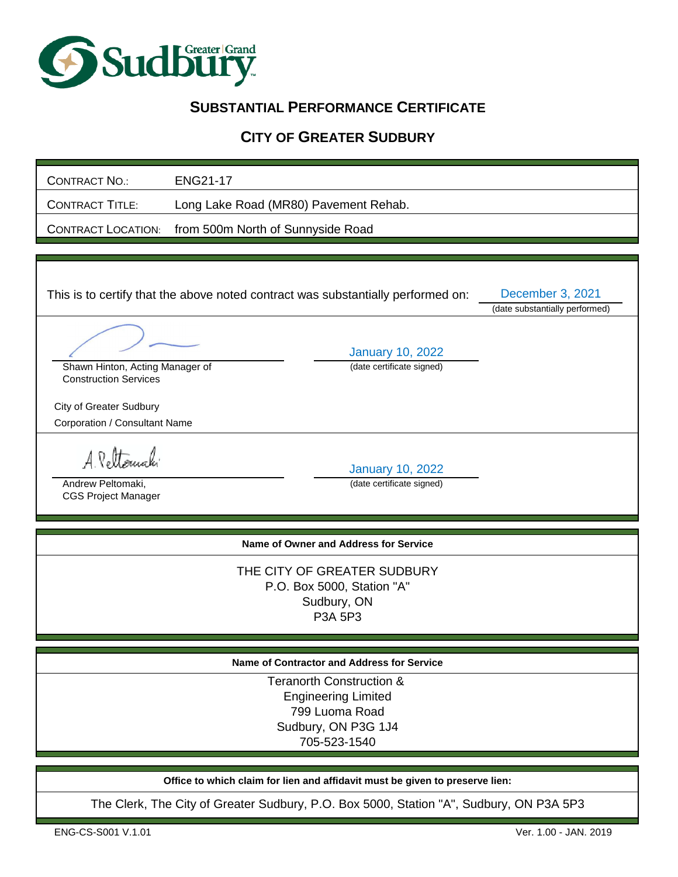# SUBSTANTIAL PERFORMANCE CERTIFICATE

## CITY OF GREATER SUDBURY

| | |
|---|---|
| CONTRACT NO.: | ENG21-17 |
| CONTRACT TITLE: | Long Lake Road (MR80) Pavement Rehab. |
| CONTRACT LOCATION: | from 500m North of Sunnyside Road |

This is to certify that the above noted contract was substantially performed on: December 3, 2021
(date substantially performed)

Shawn Hinton, Acting Manager of Construction Services

January 10, 2022
(date certificate signed)

City of Greater Sudbury
Corporation / Consultant Name

Andrew Peltomaki,
CGS Project Manager

January 10, 2022
(date certificate signed)

**Name of Owner and Address for Service**

THE CITY OF GREATER SUDBURY
P.O. Box 5000, Station "A"
Sudbury, ON
P3A 5P3

**Name of Contractor and Address for Service**

Teranorth Construction &
Engineering Limited
799 Luoma Road
Sudbury, ON P3G 1J4
705-523-1540

**Office to which claim for lien and affidavit must be given to preserve lien:**

The Clerk, The City of Greater Sudbury, P.O. Box 5000, Station "A", Sudbury, ON P3A 5P3

ENG-CS-S001 V.1.01 — Ver. 1.00 - JAN. 2019